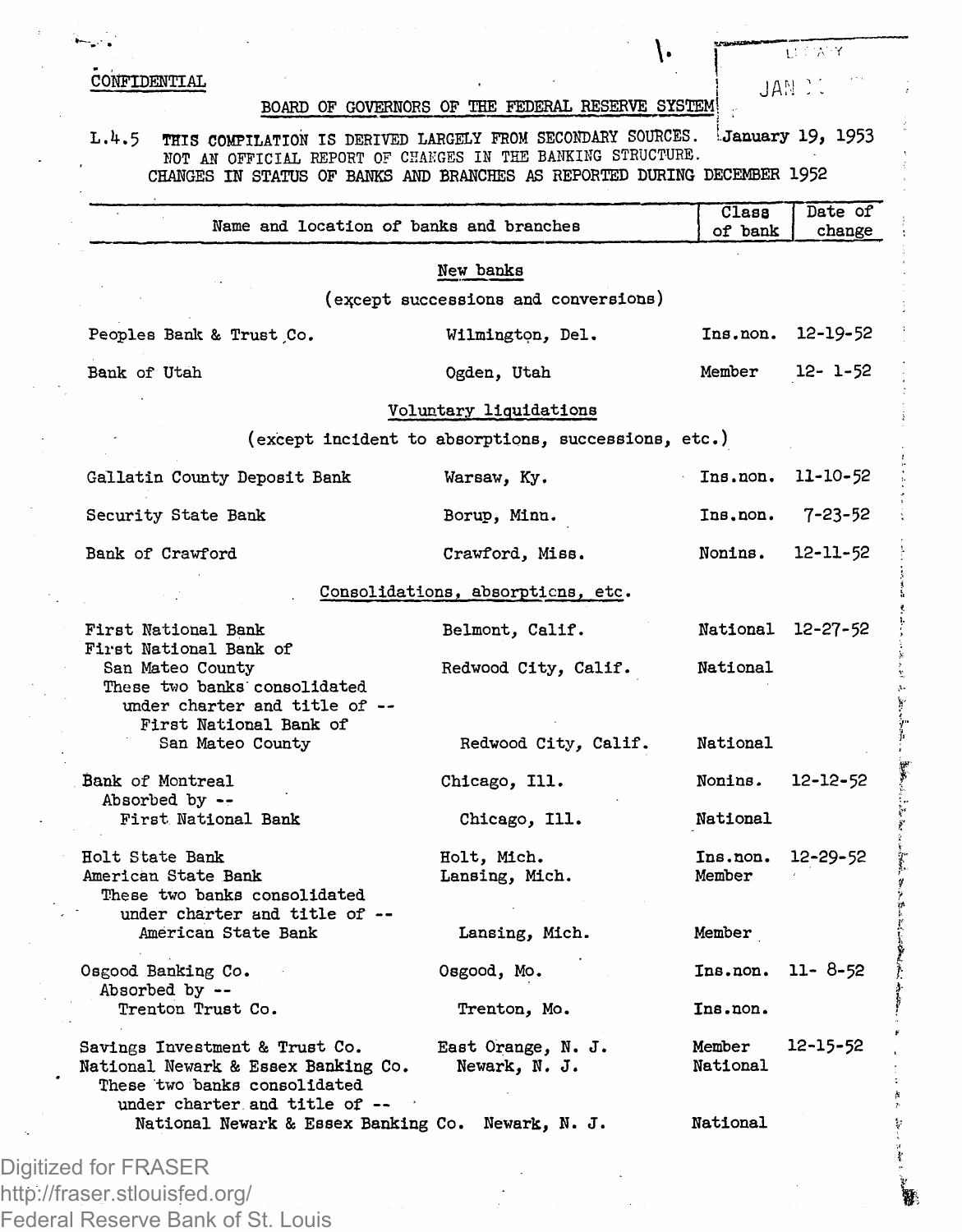CONFIDENTIAL

BOARD OF GOVERNORS OF THE FEDERAL RESERVE SYSTEM

L.4.5 THIS COMPILATION IS DERIVED LARGELY FROM SECONDARY SOURCES. January 19, 1953
NOT AN OFFICIAL REPORT OF CHANGES IN THE BANKING STRUCTURE.

CHANGES IN STATUS OF BANKS AND BRANCHES AS REPORTED DURING DECEMBER 1952

| Name and location of banks and branches | | Class of bank | Date of change |
|---|---|---|---|
| **New banks** (except successions and conversions) | | | |
| Peoples Bank & Trust Co. | Wilmington, Del. | Ins.non. | 12-19-52 |
| Bank of Utah | Ogden, Utah | Member | 12- 1-52 |
| **Voluntary liquidations** (except incident to absorptions, successions, etc.) | | | |
| Gallatin County Deposit Bank | Warsaw, Ky. | Ins.non. | 11-10-52 |
| Security State Bank | Borup, Minn. | Ins.non. | 7-23-52 |
| Bank of Crawford | Crawford, Miss. | Nonins. | 12-11-52 |
| **Consolidations, absorptions, etc.** | | | |
| First National Bank | Belmont, Calif. | National | 12-27-52 |
| First National Bank of San Mateo County | Redwood City, Calif. | National | |
| These two banks consolidated under charter and title of -- First National Bank of San Mateo County | Redwood City, Calif. | National | |
| Bank of Montreal | Chicago, Ill. | Nonins. | 12-12-52 |
| Absorbed by -- First National Bank | Chicago, Ill. | National | |
| Holt State Bank | Holt, Mich. | Ins.non. | 12-29-52 |
| American State Bank | Lansing, Mich. | Member | |
| These two banks consolidated under charter and title of -- American State Bank | Lansing, Mich. | Member | |
| Osgood Banking Co. | Osgood, Mo. | Ins.non. | 11- 8-52 |
| Absorbed by -- Trenton Trust Co. | Trenton, Mo. | Ins.non. | |
| Savings Investment & Trust Co. | East Orange, N. J. | Member | 12-15-52 |
| National Newark & Essex Banking Co. | Newark, N. J. | National | |
| These two banks consolidated under charter and title of -- National Newark & Essex Banking Co. | Newark, N. J. | National | |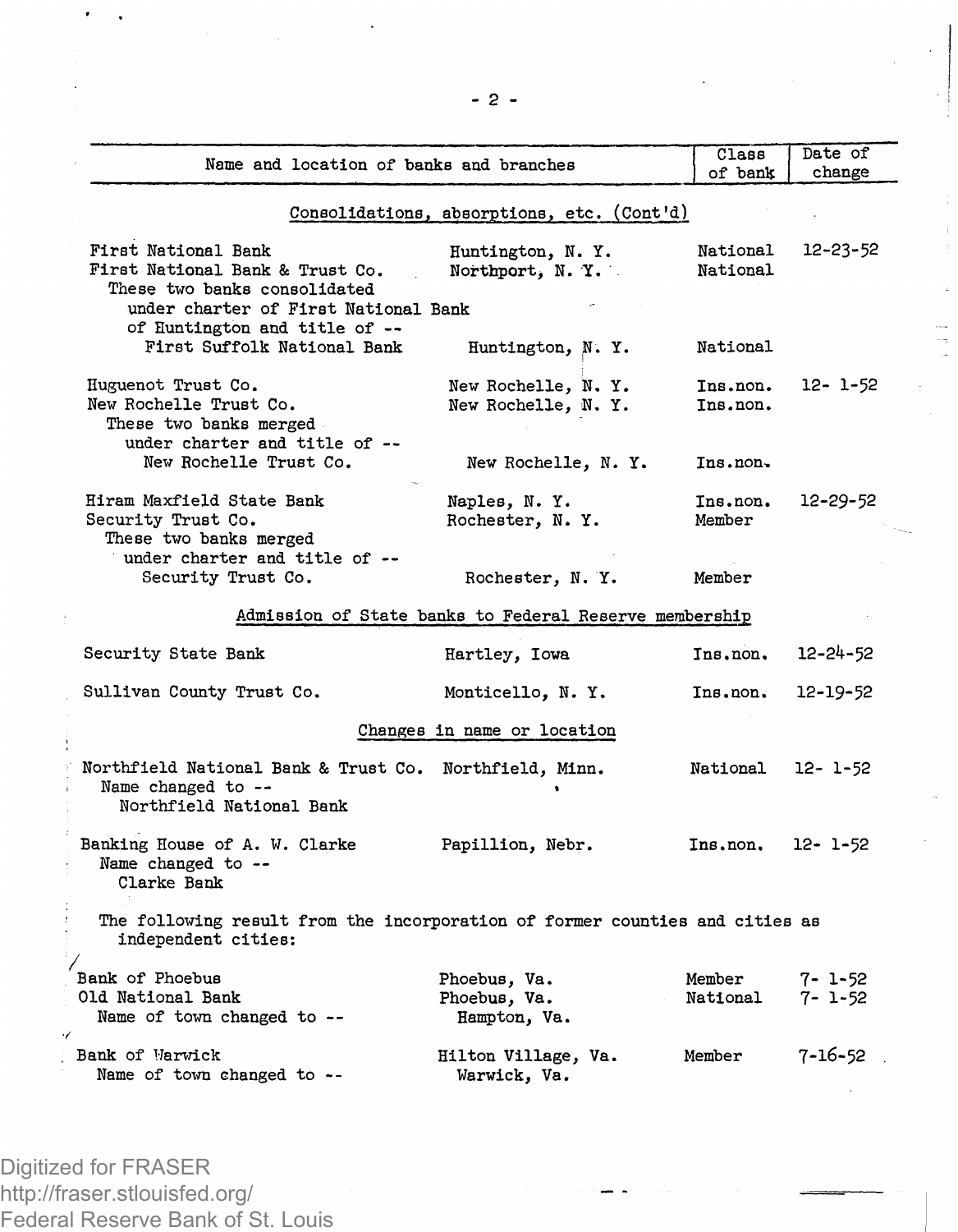| Name and location of banks and branches | | Class of bank | Date of change |
|---|---|---|---|
| **Consolidations, absorptions, etc. (Cont'd)** | | | |
| First National Bank | Huntington, N. Y. | National | 12-23-52 |
| First National Bank & Trust Co. | Northport, N. Y. | National | |
| These two banks consolidated under charter of First National Bank of Huntington and title of -- | | | |
| First Suffolk National Bank | Huntington, N. Y. | National | |
| Huguenot Trust Co. | New Rochelle, N. Y. | Ins.non. | 12- 1-52 |
| New Rochelle Trust Co. | New Rochelle, N. Y. | Ins.non. | |
| These two banks merged under charter and title of -- | | | |
| New Rochelle Trust Co. | New Rochelle, N. Y. | Ins.non. | |
| Hiram Maxfield State Bank | Naples, N. Y. | Ins.non. | 12-29-52 |
| Security Trust Co. | Rochester, N. Y. | Member | |
| These two banks merged under charter and title of -- | | | |
| Security Trust Co. | Rochester, N. Y. | Member | |
| **Admission of State banks to Federal Reserve membership** | | | |
| Security State Bank | Hartley, Iowa | Ins.non. | 12-24-52 |
| Sullivan County Trust Co. | Monticello, N. Y. | Ins.non. | 12-19-52 |
| **Changes in name or location** | | | |
| Northfield National Bank & Trust Co. | Northfield, Minn. | National | 12- 1-52 |
| Name changed to -- Northfield National Bank | | | |
| Banking House of A. W. Clarke | Papillion, Nebr. | Ins.non. | 12- 1-52 |
| Name changed to -- Clarke Bank | | | |
| The following result from the incorporation of former counties and cities as independent cities: | | | |
| Bank of Phoebus | Phoebus, Va. | Member | 7- 1-52 |
| Old National Bank | Phoebus, Va. | National | 7- 1-52 |
| Name of town changed to -- | Hampton, Va. | | |
| Bank of Warwick | Hilton Village, Va. | Member | 7-16-52 |
| Name of town changed to -- | Warwick, Va. | | |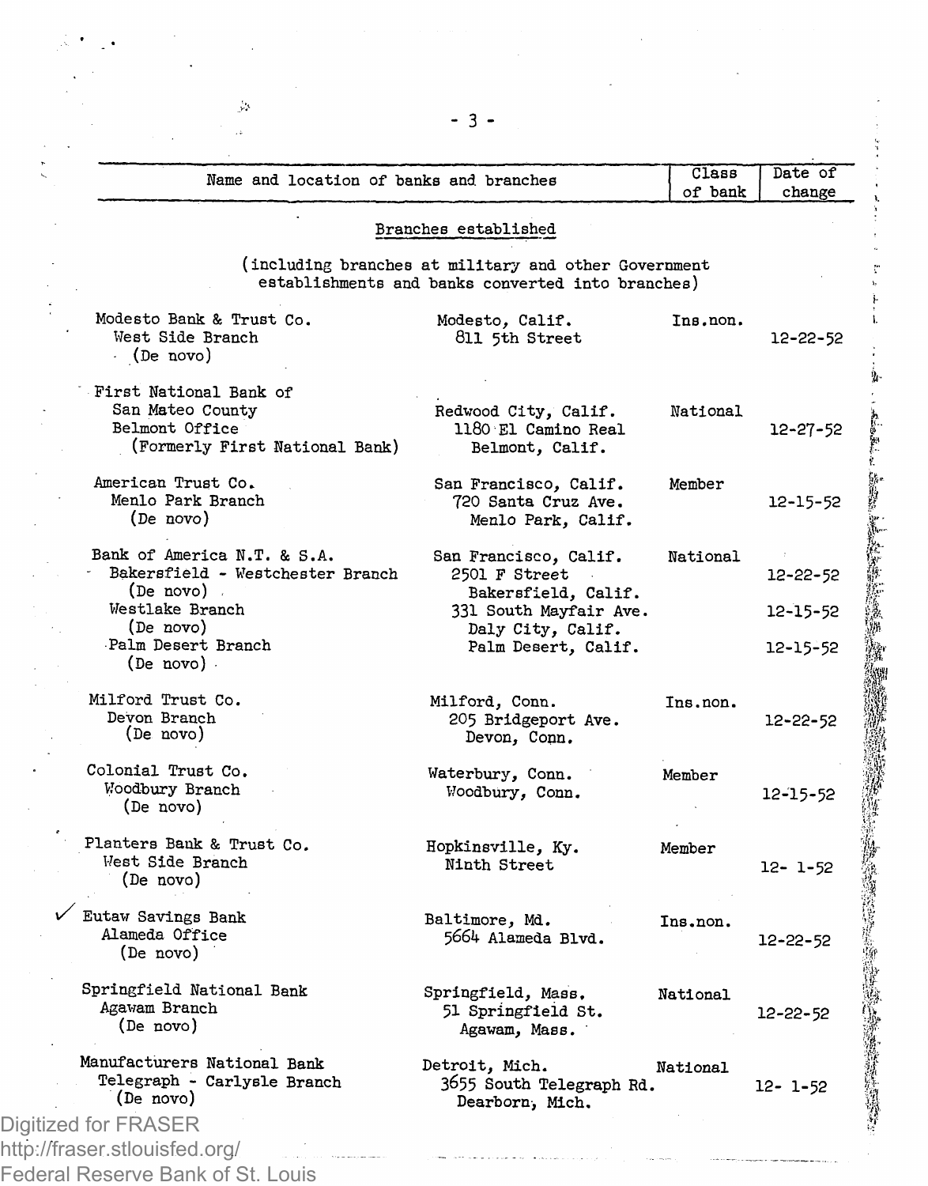| Name and location of banks and branches | | Class of bank | Date of change |
|---|---|---|---|

## Branches established

(including branches at military and other Government establishments and banks converted into branches)

| Name and location of banks and branches | | Class of bank | Date of change |
|---|---|---|---|
| Modesto Bank & Trust Co.<br>West Side Branch<br>(De novo) | Modesto, Calif.<br>811 5th Street | Ins.non. | 12-22-52 |
| First National Bank of San Mateo County<br>Belmont Office<br>(Formerly First National Bank) | Redwood City, Calif.<br>1180 El Camino Real<br>Belmont, Calif. | National | 12-27-52 |
| American Trust Co.<br>Menlo Park Branch<br>(De novo) | San Francisco, Calif.<br>720 Santa Cruz Ave.<br>Menlo Park, Calif. | Member | 12-15-52 |
| Bank of America N.T. & S.A. | San Francisco, Calif. | National | |
| Bakersfield - Westchester Branch<br>(De novo) | 2501 F Street<br>Bakersfield, Calif. | | 12-22-52 |
| Westlake Branch<br>(De novo) | 331 South Mayfair Ave.<br>Daly City, Calif. | | 12-15-52 |
| Palm Desert Branch<br>(De novo) | Palm Desert, Calif. | | 12-15-52 |
| Milford Trust Co.<br>Devon Branch<br>(De novo) | Milford, Conn.<br>205 Bridgeport Ave.<br>Devon, Conn. | Ins.non. | 12-22-52 |
| Colonial Trust Co.<br>Woodbury Branch<br>(De novo) | Waterbury, Conn.<br>Woodbury, Conn. | Member | 12-15-52 |
| Planters Bank & Trust Co.<br>West Side Branch<br>(De novo) | Hopkinsville, Ky.<br>Ninth Street | Member | 12- 1-52 |
| ✓ Eutaw Savings Bank<br>Alameda Office<br>(De novo) | Baltimore, Md.<br>5664 Alameda Blvd. | Ins.non. | 12-22-52 |
| Springfield National Bank<br>Agawam Branch<br>(De novo) | Springfield, Mass.<br>51 Springfield St.<br>Agawam, Mass. | National | 12-22-52 |
| Manufacturers National Bank<br>Telegraph - Carlysle Branch<br>(De novo) | Detroit, Mich.<br>3655 South Telegraph Rd.<br>Dearborn, Mich. | National | 12- 1-52 |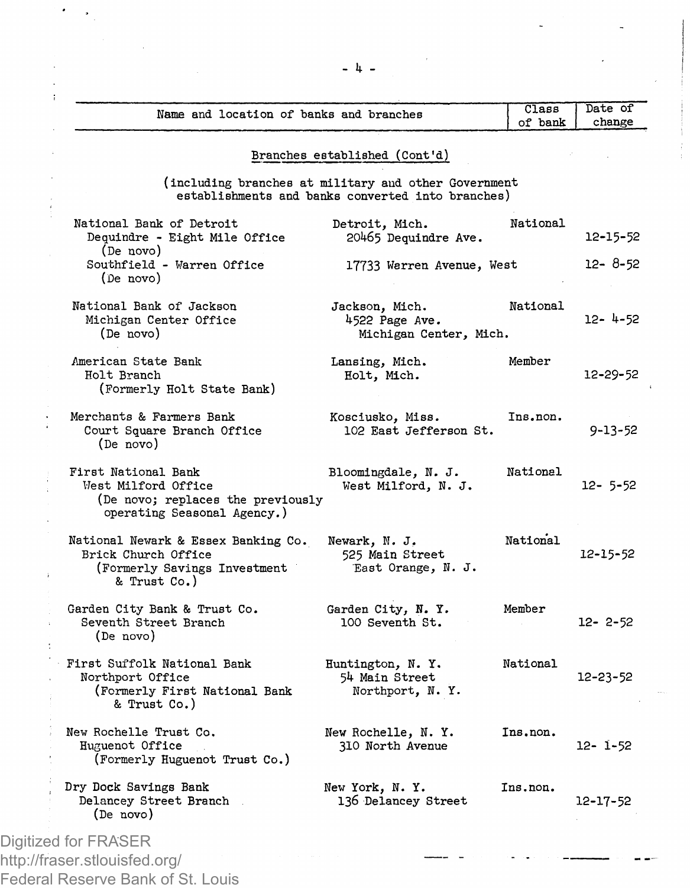| Name and location of banks and branches | | Class of bank | Date of change |
|---|---|---|---|

### Branches established (Cont'd)

(including branches at military and other Government establishments and banks converted into branches)

| Name and location of banks and branches | | Class of bank | Date of change |
|---|---|---|---|
| National Bank of Detroit | Detroit, Mich. | National | |
| Dequindre - Eight Mile Office (De novo) | 20465 Dequindre Ave. | | 12-15-52 |
| Southfield - Warren Office (De novo) | 17733 Warren Avenue, West | | 12- 8-52 |
| National Bank of Jackson | Jackson, Mich. | National | |
| Michigan Center Office (De novo) | 4522 Page Ave. Michigan Center, Mich. | | 12- 4-52 |
| American State Bank | Lansing, Mich. | Member | |
| Holt Branch (Formerly Holt State Bank) | Holt, Mich. | | 12-29-52 |
| Merchants & Farmers Bank | Kosciusko, Miss. | Ins.non. | |
| Court Square Branch Office (De novo) | 102 East Jefferson St. | | 9-13-52 |
| First National Bank | Bloomingdale, N. J. | National | |
| West Milford Office (De novo; replaces the previously operating Seasonal Agency.) | West Milford, N. J. | | 12- 5-52 |
| National Newark & Essex Banking Co. | Newark, N. J. | National | |
| Brick Church Office (Formerly Savings Investment & Trust Co.) | 525 Main Street East Orange, N. J. | | 12-15-52 |
| Garden City Bank & Trust Co. | Garden City, N. Y. | Member | |
| Seventh Street Branch (De novo) | 100 Seventh St. | | 12- 2-52 |
| First Suffolk National Bank | Huntington, N. Y. | National | |
| Northport Office (Formerly First National Bank & Trust Co.) | 54 Main Street Northport, N. Y. | | 12-23-52 |
| New Rochelle Trust Co. | New Rochelle, N. Y. | Ins.non. | |
| Huguenot Office (Formerly Huguenot Trust Co.) | 310 North Avenue | | 12- 1-52 |
| Dry Dock Savings Bank | New York, N. Y. | Ins.non. | |
| Delancey Street Branch (De novo) | 136 Delancey Street | | 12-17-52 |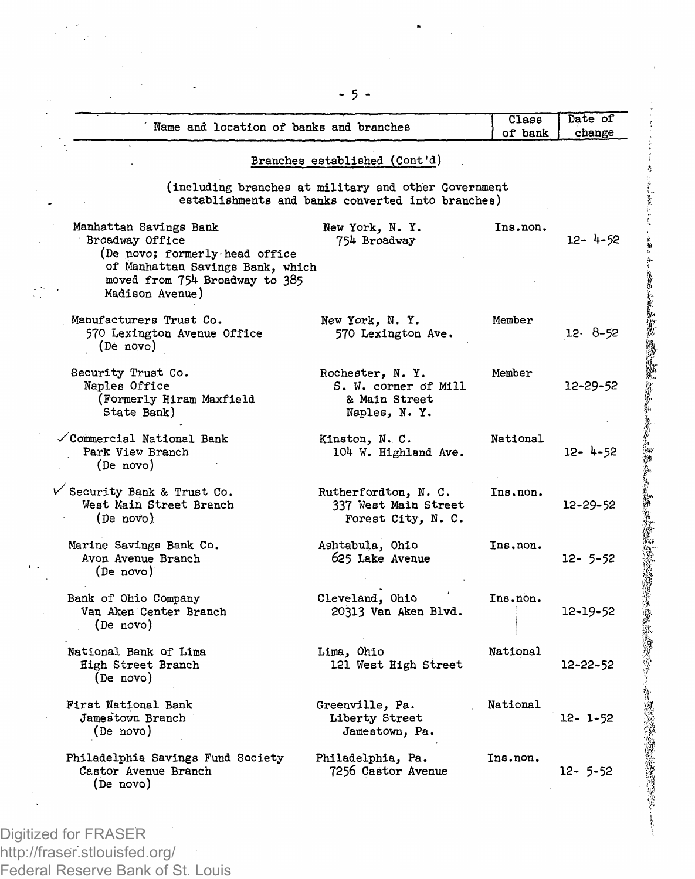| Name and location of banks and branches | | Class of bank | Date of change |
|---|---|---|---|
| **Branches established (Cont'd)** (including branches at military and other Government establishments and banks converted into branches) | | | |
| Manhattan Savings Bank<br>Broadway Office<br>(De novo; formerly head office of Manhattan Savings Bank, which moved from 754 Broadway to 385 Madison Avenue) | New York, N. Y.<br>754 Broadway | Ins.non. | 12- 4-52 |
| Manufacturers Trust Co.<br>570 Lexington Avenue Office<br>(De novo) | New York, N. Y.<br>570 Lexington Ave. | Member | 12- 8-52 |
| Security Trust Co.<br>Naples Office<br>(Formerly Hiram Maxfield State Bank) | Rochester, N. Y.<br>S. W. corner of Mill & Main Street<br>Naples, N. Y. | Member | 12-29-52 |
| ✓Commercial National Bank<br>Park View Branch<br>(De novo) | Kinston, N. C.<br>104 W. Highland Ave. | National | 12- 4-52 |
| ✓Security Bank & Trust Co.<br>West Main Street Branch<br>(De novo) | Rutherfordton, N. C.<br>337 West Main Street<br>Forest City, N. C. | Ins.non. | 12-29-52 |
| Marine Savings Bank Co.<br>Avon Avenue Branch<br>(De novo) | Ashtabula, Ohio<br>625 Lake Avenue | Ins.non. | 12- 5-52 |
| Bank of Ohio Company<br>Van Aken Center Branch<br>(De novo) | Cleveland, Ohio<br>20313 Van Aken Blvd. | Ins.non. | 12-19-52 |
| National Bank of Lima<br>High Street Branch<br>(De novo) | Lima, Ohio<br>121 West High Street | National | 12-22-52 |
| First National Bank<br>Jamestown Branch<br>(De novo) | Greenville, Pa.<br>Liberty Street<br>Jamestown, Pa. | National | 12- 1-52 |
| Philadelphia Savings Fund Society<br>Castor Avenue Branch<br>(De novo) | Philadelphia, Pa.<br>7256 Castor Avenue | Ins.non. | 12- 5-52 |

Digitized for FRASER
http://fraser.stlouisfed.org/
Federal Reserve Bank of St. Louis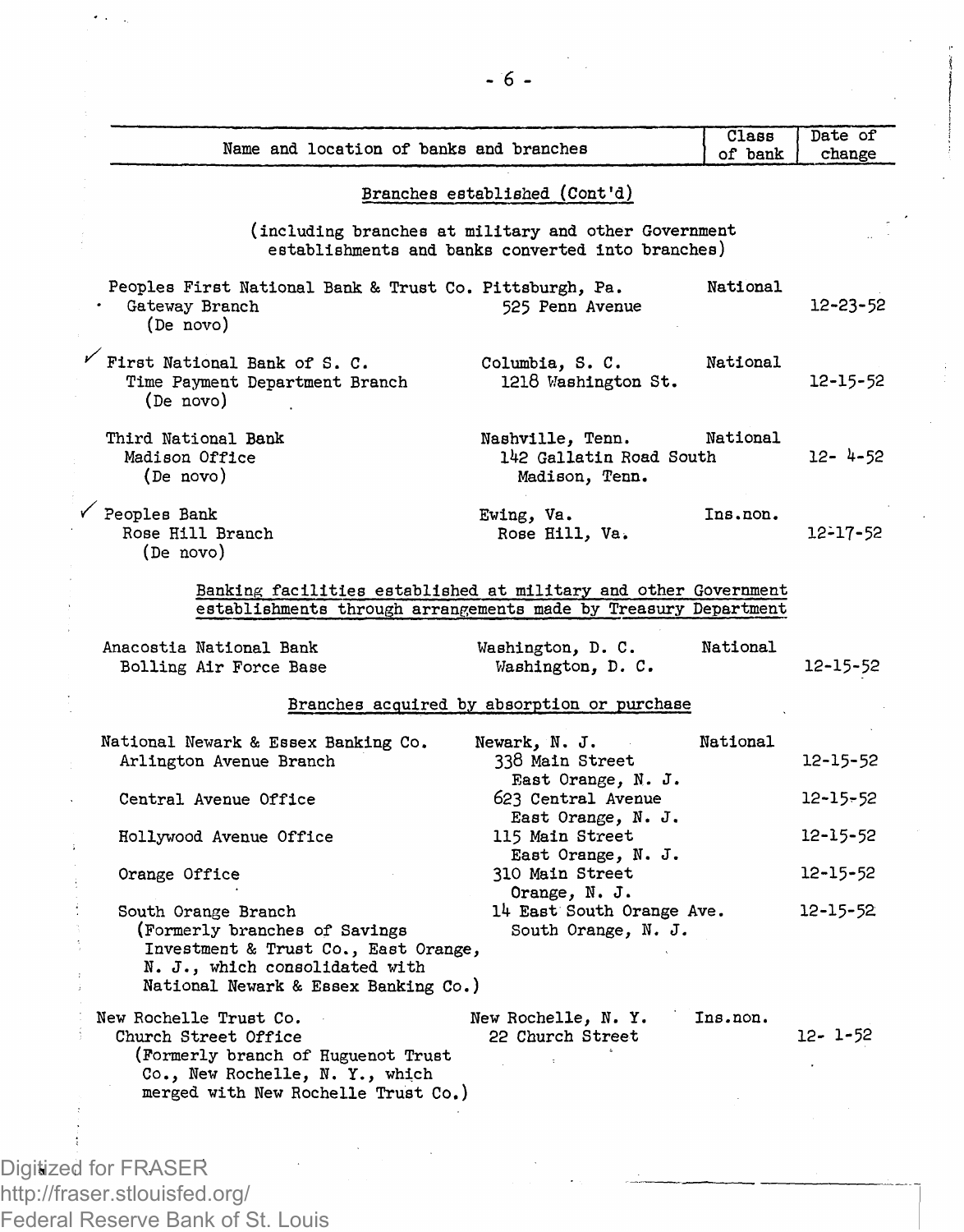| Name and location of banks and branches | | Class of bank | Date of change |
|---|---|---|---|
| **Branches established (Cont'd)** | | | |
| (including branches at military and other Government establishments and banks converted into branches) | | | |
| Peoples First National Bank & Trust Co. | Pittsburgh, Pa. | National | |
| Gateway Branch (De novo) | 525 Penn Avenue | | 12-23-52 |
| First National Bank of S. C. | Columbia, S. C. | National | |
| Time Payment Department Branch (De novo) | 1218 Washington St. | | 12-15-52 |
| Third National Bank | Nashville, Tenn. | National | |
| Madison Office (De novo) | 142 Gallatin Road South Madison, Tenn. | | 12- 4-52 |
| Peoples Bank | Ewing, Va. | Ins.non. | |
| Rose Hill Branch (De novo) | Rose Hill, Va. | | 12-17-52 |
| **Banking facilities established at military and other Government establishments through arrangements made by Treasury Department** | | | |
| Anacostia National Bank | Washington, D. C. | National | |
| Bolling Air Force Base | Washington, D. C. | | 12-15-52 |
| **Branches acquired by absorption or purchase** | | | |
| National Newark & Essex Banking Co. | Newark, N. J. | National | |
| Arlington Avenue Branch | 338 Main Street East Orange, N. J. | | 12-15-52 |
| Central Avenue Office | 623 Central Avenue East Orange, N. J. | | 12-15-52 |
| Hollywood Avenue Office | 115 Main Street East Orange, N. J. | | 12-15-52 |
| Orange Office | 310 Main Street Orange, N. J. | | 12-15-52 |
| South Orange Branch (Formerly branches of Savings Investment & Trust Co., East Orange, N. J., which consolidated with National Newark & Essex Banking Co.) | 14 East South Orange Ave. South Orange, N. J. | | 12-15-52 |
| New Rochelle Trust Co. | New Rochelle, N. Y. | Ins.non. | |
| Church Street Office (Formerly branch of Huguenot Trust Co., New Rochelle, N. Y., which merged with New Rochelle Trust Co.) | 22 Church Street | | 12- 1-52 |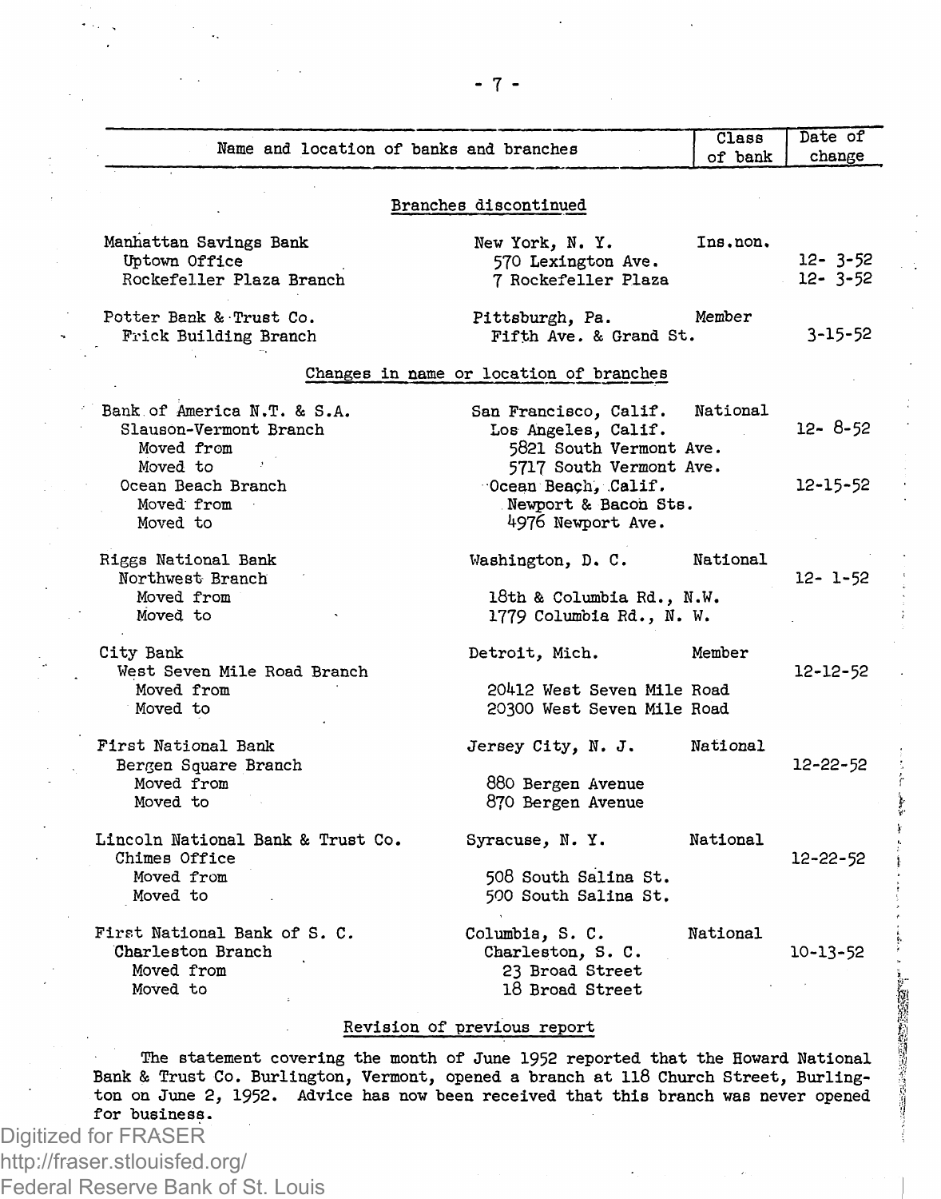| Name and location of banks and branches | | Class of bank | Date of change |
|---|---|---|---|
| **Branches discontinued** | | | |
| Manhattan Savings Bank | New York, N. Y. | Ins.non. | |
| Uptown Office | 570 Lexington Ave. | | 12- 3-52 |
| Rockefeller Plaza Branch | 7 Rockefeller Plaza | | 12- 3-52 |
| Potter Bank & Trust Co. | Pittsburgh, Pa. | Member | |
| Frick Building Branch | Fifth Ave. & Grand St. | | 3-15-52 |
| **Changes in name or location of branches** | | | |
| Bank of America N.T. & S.A. | San Francisco, Calif. | National | |
| Slauson-Vermont Branch | Los Angeles, Calif. | | 12- 8-52 |
| Moved from | 5821 South Vermont Ave. | | |
| Moved to | 5717 South Vermont Ave. | | |
| Ocean Beach Branch | Ocean Beach, Calif. | | 12-15-52 |
| Moved from | Newport & Bacon Sts. | | |
| Moved to | 4976 Newport Ave. | | |
| Riggs National Bank | Washington, D. C. | National | |
| Northwest Branch | | | 12- 1-52 |
| Moved from | 18th & Columbia Rd., N.W. | | |
| Moved to | 1779 Columbia Rd., N. W. | | |
| City Bank | Detroit, Mich. | Member | |
| West Seven Mile Road Branch | | | 12-12-52 |
| Moved from | 20412 West Seven Mile Road | | |
| Moved to | 20300 West Seven Mile Road | | |
| First National Bank | Jersey City, N. J. | National | |
| Bergen Square Branch | | | 12-22-52 |
| Moved from | 880 Bergen Avenue | | |
| Moved to | 870 Bergen Avenue | | |
| Lincoln National Bank & Trust Co. | Syracuse, N. Y. | National | |
| Chimes Office | | | 12-22-52 |
| Moved from | 508 South Salina St. | | |
| Moved to | 500 South Salina St. | | |
| First National Bank of S. C. | Columbia, S. C. | National | |
| Charleston Branch | Charleston, S. C. | | 10-13-52 |
| Moved from | 23 Broad Street | | |
| Moved to | 18 Broad Street | | |

## Revision of previous report

The statement covering the month of June 1952 reported that the Howard National Bank & Trust Co. Burlington, Vermont, opened a branch at 118 Church Street, Burlington on June 2, 1952. Advice has now been received that this branch was never opened for business.